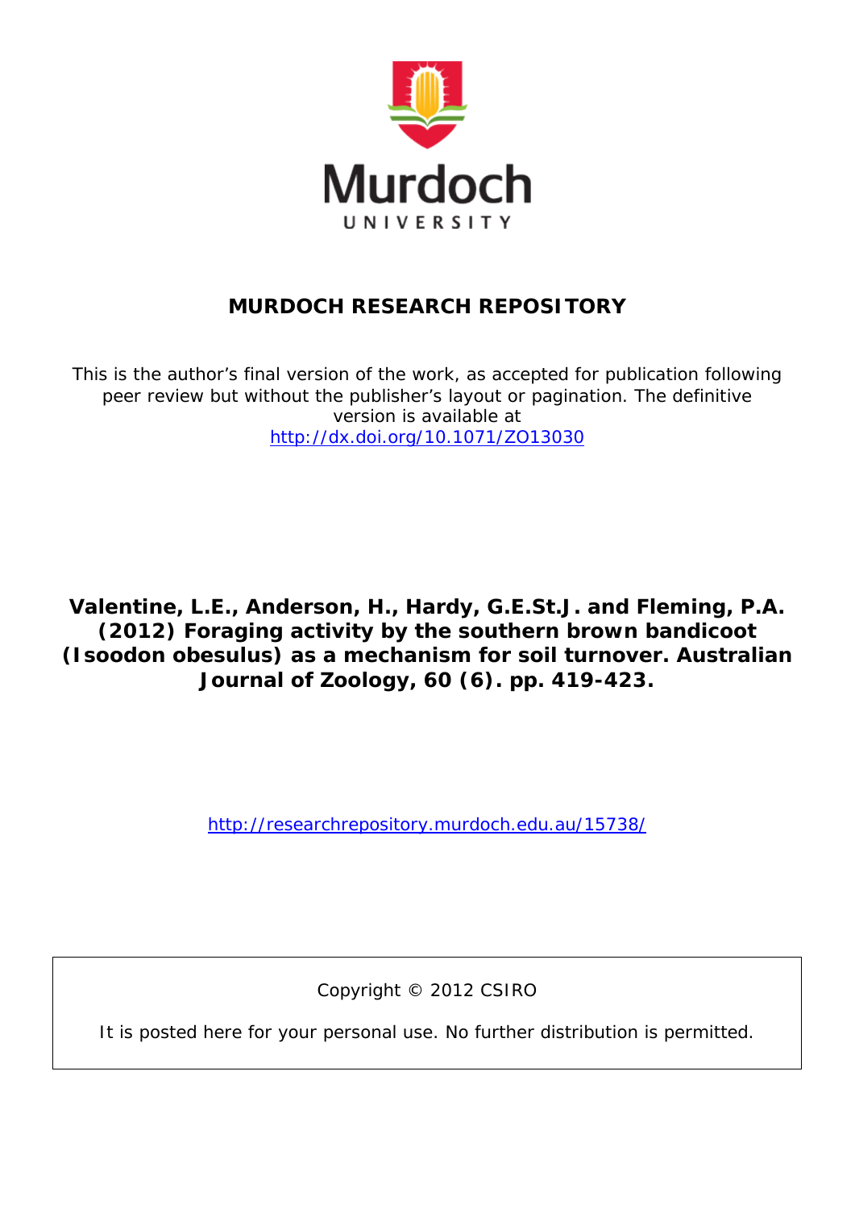# MURDOCH RESEARCH REPOSITORY

This is the author's final version of the work, as accepted for publication following peer review but without the publisher's layout or pagination. The definitive version is available at
http://dx.doi.org/10.1071/ZO13030

**Valentine, L.E., Anderson, H., Hardy, G.E.St.J. and Fleming, P.A. (2012) Foraging activity by the southern brown bandicoot (Isoodon obesulus) as a mechanism for soil turnover. Australian Journal of Zoology, 60 (6). pp. 419-423.**

http://researchrepository.murdoch.edu.au/15738/

Copyright © 2012 CSIRO

It is posted here for your personal use. No further distribution is permitted.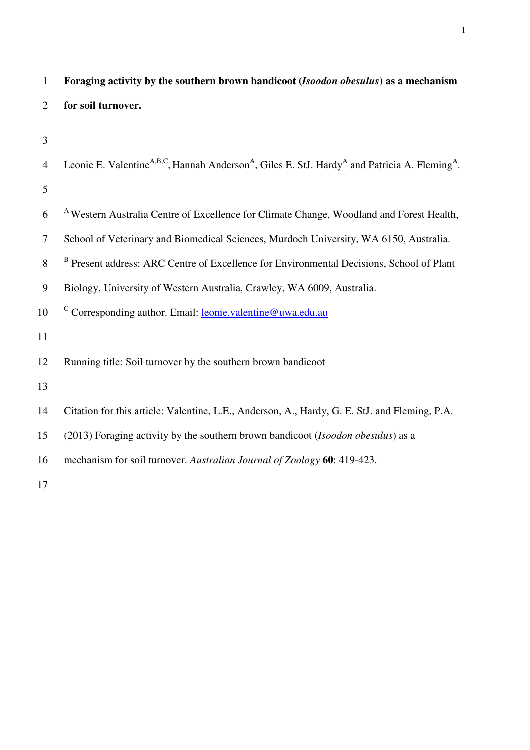# Foraging activity by the southern brown bandicoot (*Isoodon obesulus*) as a mechanism for soil turnover.

Leonie E. Valentine[A,B,C], Hannah Anderson[A], Giles E. StJ. Hardy[A] and Patricia A. Fleming[A].

[A] Western Australia Centre of Excellence for Climate Change, Woodland and Forest Health, School of Veterinary and Biomedical Sciences, Murdoch University, WA 6150, Australia.

[B] Present address: ARC Centre of Excellence for Environmental Decisions, School of Plant Biology, University of Western Australia, Crawley, WA 6009, Australia.

[C] Corresponding author. Email: leonie.valentine@uwa.edu.au

Running title: Soil turnover by the southern brown bandicoot

Citation for this article: Valentine, L.E., Anderson, A., Hardy, G. E. StJ. and Fleming, P.A. (2013) Foraging activity by the southern brown bandicoot (*Isoodon obesulus*) as a mechanism for soil turnover. *Australian Journal of Zoology* **60**: 419-423.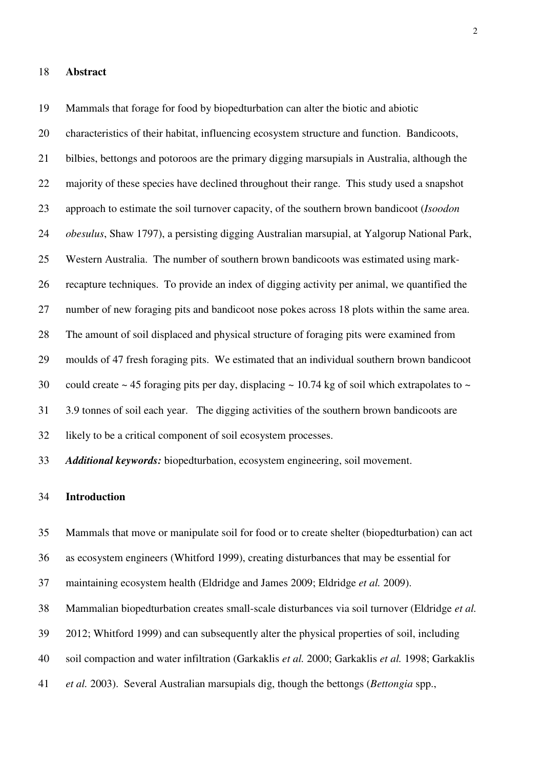## Abstract

Mammals that forage for food by biopedturbation can alter the biotic and abiotic characteristics of their habitat, influencing ecosystem structure and function. Bandicoots, bilbies, bettongs and potoroos are the primary digging marsupials in Australia, although the majority of these species have declined throughout their range. This study used a snapshot approach to estimate the soil turnover capacity, of the southern brown bandicoot (*Isoodon obesulus*, Shaw 1797), a persisting digging Australian marsupial, at Yalgorup National Park, Western Australia. The number of southern brown bandicoots was estimated using mark-recapture techniques. To provide an index of digging activity per animal, we quantified the number of new foraging pits and bandicoot nose pokes across 18 plots within the same area. The amount of soil displaced and physical structure of foraging pits were examined from moulds of 47 fresh foraging pits. We estimated that an individual southern brown bandicoot could create ~ 45 foraging pits per day, displacing ~ 10.74 kg of soil which extrapolates to ~ 3.9 tonnes of soil each year. The digging activities of the southern brown bandicoots are likely to be a critical component of soil ecosystem processes.

***Additional keywords:*** biopedturbation, ecosystem engineering, soil movement.

## Introduction

Mammals that move or manipulate soil for food or to create shelter (biopedturbation) can act as ecosystem engineers (Whitford 1999), creating disturbances that may be essential for maintaining ecosystem health (Eldridge and James 2009; Eldridge *et al.* 2009). Mammalian biopedturbation creates small-scale disturbances via soil turnover (Eldridge *et al.* 2012; Whitford 1999) and can subsequently alter the physical properties of soil, including soil compaction and water infiltration (Garkaklis *et al.* 2000; Garkaklis *et al.* 1998; Garkaklis *et al.* 2003). Several Australian marsupials dig, though the bettongs (*Bettongia* spp.,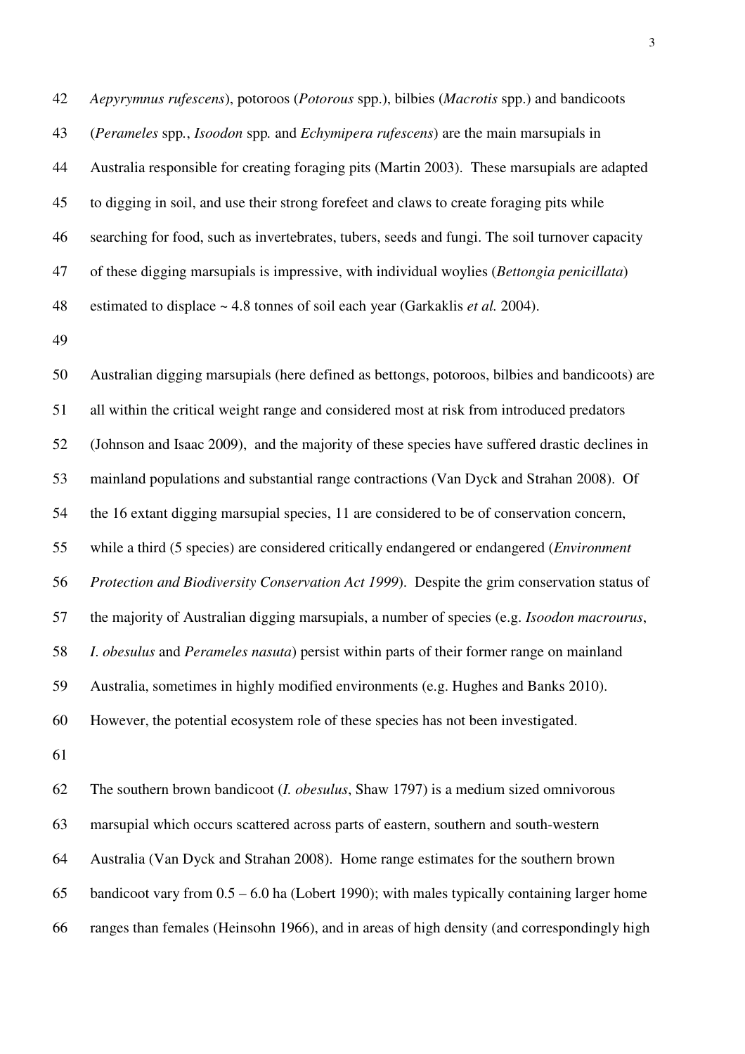*Aepyrymnus rufescens*), potoroos (*Potorous* spp.), bilbies (*Macrotis* spp.) and bandicoots (*Perameles* spp., *Isoodon* spp. and *Echymipera rufescens*) are the main marsupials in Australia responsible for creating foraging pits (Martin 2003). These marsupials are adapted to digging in soil, and use their strong forefeet and claws to create foraging pits while searching for food, such as invertebrates, tubers, seeds and fungi. The soil turnover capacity of these digging marsupials is impressive, with individual woylies (*Bettongia penicillata*) estimated to displace ~ 4.8 tonnes of soil each year (Garkaklis *et al.* 2004).

Australian digging marsupials (here defined as bettongs, potoroos, bilbies and bandicoots) are all within the critical weight range and considered most at risk from introduced predators (Johnson and Isaac 2009), and the majority of these species have suffered drastic declines in mainland populations and substantial range contractions (Van Dyck and Strahan 2008). Of the 16 extant digging marsupial species, 11 are considered to be of conservation concern, while a third (5 species) are considered critically endangered or endangered (*Environment Protection and Biodiversity Conservation Act 1999*). Despite the grim conservation status of the majority of Australian digging marsupials, a number of species (e.g. *Isoodon macrourus*, *I. obesulus* and *Perameles nasuta*) persist within parts of their former range on mainland Australia, sometimes in highly modified environments (e.g. Hughes and Banks 2010). However, the potential ecosystem role of these species has not been investigated.

The southern brown bandicoot (*I. obesulus*, Shaw 1797) is a medium sized omnivorous marsupial which occurs scattered across parts of eastern, southern and south-western Australia (Van Dyck and Strahan 2008). Home range estimates for the southern brown bandicoot vary from 0.5 – 6.0 ha (Lobert 1990); with males typically containing larger home ranges than females (Heinsohn 1966), and in areas of high density (and correspondingly high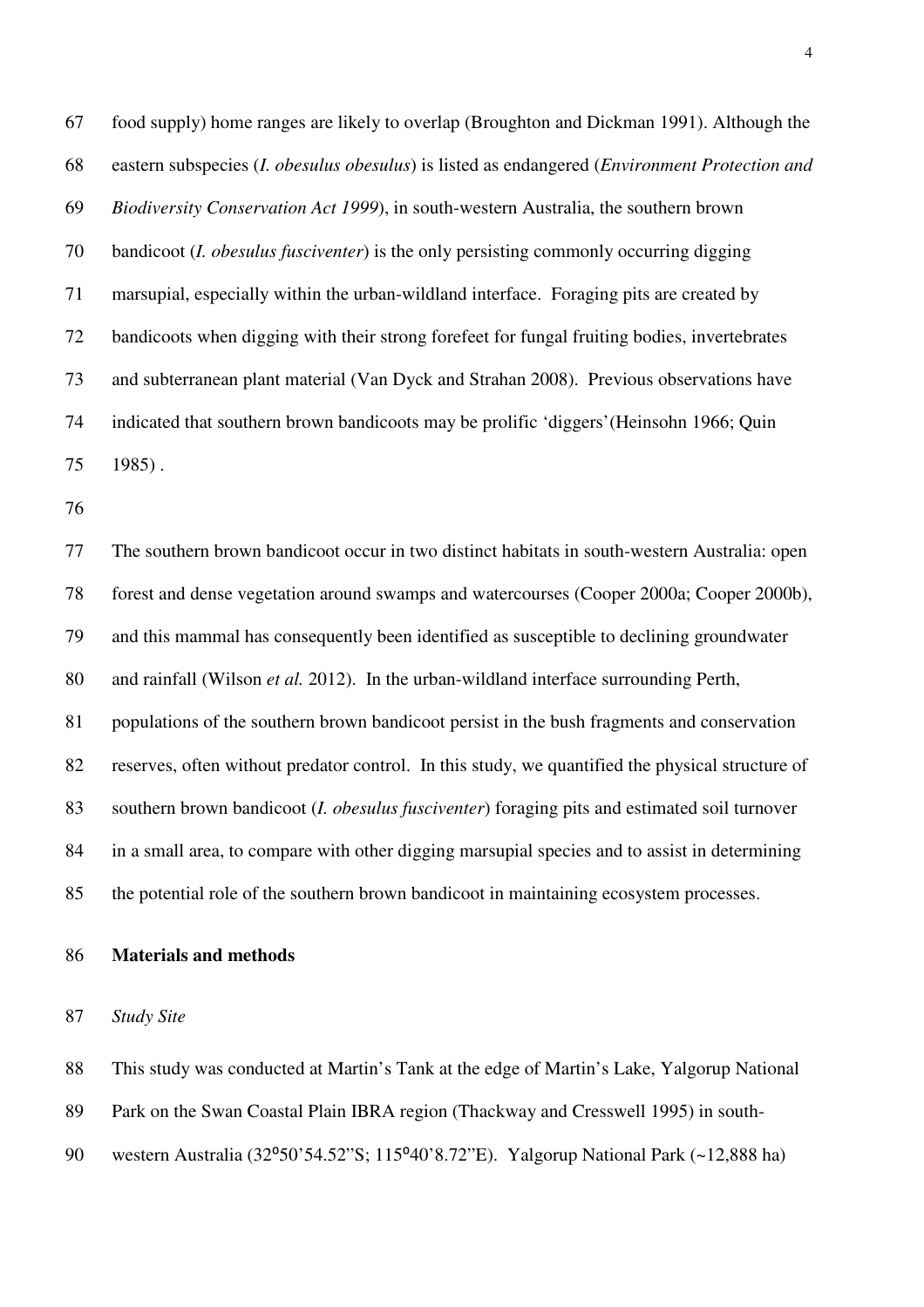food supply) home ranges are likely to overlap (Broughton and Dickman 1991). Although the eastern subspecies (*I. obesulus obesulus*) is listed as endangered (*Environment Protection and Biodiversity Conservation Act 1999*), in south-western Australia, the southern brown bandicoot (*I. obesulus fusciventer*) is the only persisting commonly occurring digging marsupial, especially within the urban-wildland interface. Foraging pits are created by bandicoots when digging with their strong forefeet for fungal fruiting bodies, invertebrates and subterranean plant material (Van Dyck and Strahan 2008). Previous observations have indicated that southern brown bandicoots may be prolific 'diggers'(Heinsohn 1966; Quin 1985) .

The southern brown bandicoot occur in two distinct habitats in south-western Australia: open forest and dense vegetation around swamps and watercourses (Cooper 2000a; Cooper 2000b), and this mammal has consequently been identified as susceptible to declining groundwater and rainfall (Wilson *et al.* 2012). In the urban-wildland interface surrounding Perth, populations of the southern brown bandicoot persist in the bush fragments and conservation reserves, often without predator control. In this study, we quantified the physical structure of southern brown bandicoot (*I. obesulus fusciventer*) foraging pits and estimated soil turnover in a small area, to compare with other digging marsupial species and to assist in determining the potential role of the southern brown bandicoot in maintaining ecosystem processes.

## Materials and methods

### *Study Site*

This study was conducted at Martin's Tank at the edge of Martin's Lake, Yalgorup National Park on the Swan Coastal Plain IBRA region (Thackway and Cresswell 1995) in south-western Australia (32°50'54.52"S; 115°40'8.72"E). Yalgorup National Park (~12,888 ha)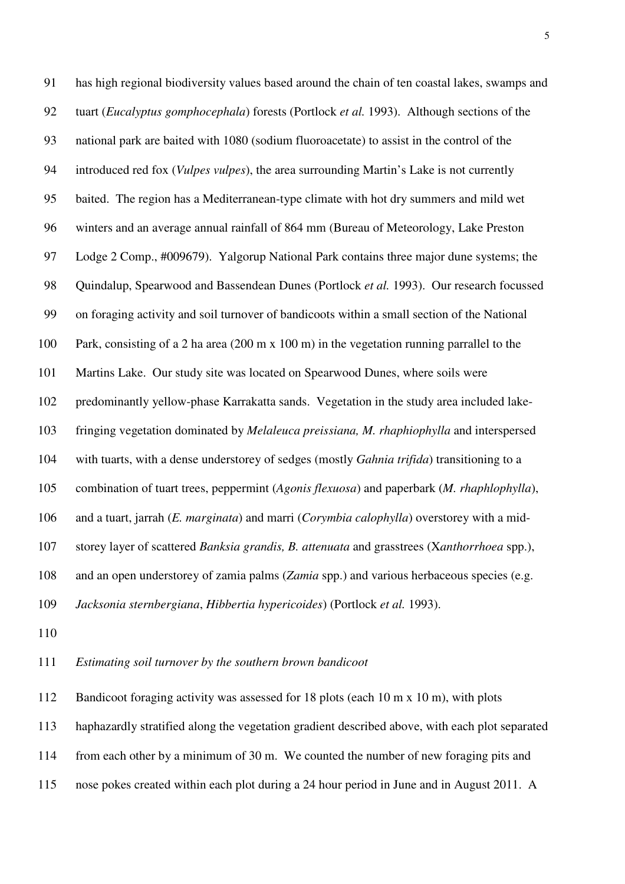has high regional biodiversity values based around the chain of ten coastal lakes, swamps and tuart (*Eucalyptus gomphocephala*) forests (Portlock *et al.* 1993). Although sections of the national park are baited with 1080 (sodium fluoroacetate) to assist in the control of the introduced red fox (*Vulpes vulpes*), the area surrounding Martin's Lake is not currently baited. The region has a Mediterranean-type climate with hot dry summers and mild wet winters and an average annual rainfall of 864 mm (Bureau of Meteorology, Lake Preston Lodge 2 Comp., #009679). Yalgorup National Park contains three major dune systems; the Quindalup, Spearwood and Bassendean Dunes (Portlock *et al.* 1993). Our research focussed on foraging activity and soil turnover of bandicoots within a small section of the National Park, consisting of a 2 ha area (200 m x 100 m) in the vegetation running parrallel to the Martins Lake. Our study site was located on Spearwood Dunes, where soils were predominantly yellow-phase Karrakatta sands. Vegetation in the study area included lake-fringing vegetation dominated by *Melaleuca preissiana, M. rhaphiophylla* and interspersed with tuarts, with a dense understorey of sedges (mostly *Gahnia trifida*) transitioning to a combination of tuart trees, peppermint (*Agonis flexuosa*) and paperbark (*M. rhaphlophylla*), and a tuart, jarrah (*E. marginata*) and marri (*Corymbia calophylla*) overstorey with a mid-storey layer of scattered *Banksia grandis, B. attenuata* and grasstrees (X*anthorrhoea* spp.), and an open understorey of zamia palms (*Zamia* spp.) and various herbaceous species (e.g. *Jacksonia sternbergiana*, *Hibbertia hypericoides*) (Portlock *et al.* 1993).

*Estimating soil turnover by the southern brown bandicoot*

Bandicoot foraging activity was assessed for 18 plots (each 10 m x 10 m), with plots haphazardly stratified along the vegetation gradient described above, with each plot separated from each other by a minimum of 30 m. We counted the number of new foraging pits and nose pokes created within each plot during a 24 hour period in June and in August 2011. A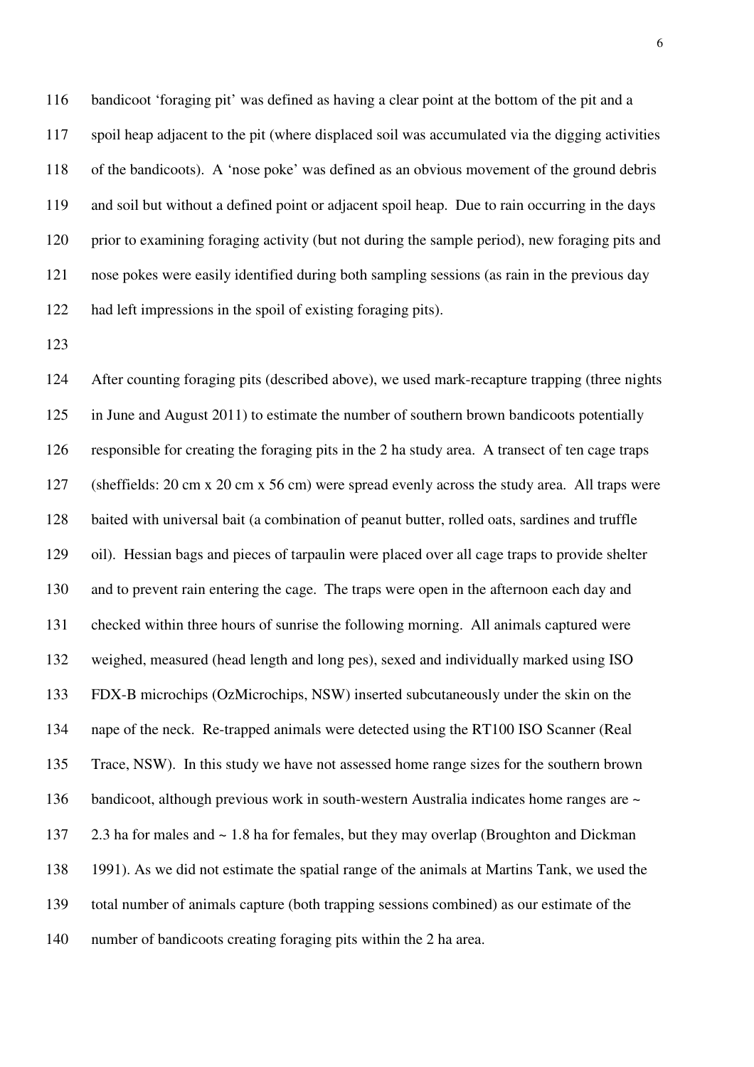bandicoot 'foraging pit' was defined as having a clear point at the bottom of the pit and a spoil heap adjacent to the pit (where displaced soil was accumulated via the digging activities of the bandicoots). A 'nose poke' was defined as an obvious movement of the ground debris and soil but without a defined point or adjacent spoil heap. Due to rain occurring in the days prior to examining foraging activity (but not during the sample period), new foraging pits and nose pokes were easily identified during both sampling sessions (as rain in the previous day had left impressions in the spoil of existing foraging pits).

After counting foraging pits (described above), we used mark-recapture trapping (three nights in June and August 2011) to estimate the number of southern brown bandicoots potentially responsible for creating the foraging pits in the 2 ha study area. A transect of ten cage traps (sheffields: 20 cm x 20 cm x 56 cm) were spread evenly across the study area. All traps were baited with universal bait (a combination of peanut butter, rolled oats, sardines and truffle oil). Hessian bags and pieces of tarpaulin were placed over all cage traps to provide shelter and to prevent rain entering the cage. The traps were open in the afternoon each day and checked within three hours of sunrise the following morning. All animals captured were weighed, measured (head length and long pes), sexed and individually marked using ISO FDX-B microchips (OzMicrochips, NSW) inserted subcutaneously under the skin on the nape of the neck. Re-trapped animals were detected using the RT100 ISO Scanner (Real Trace, NSW). In this study we have not assessed home range sizes for the southern brown bandicoot, although previous work in south-western Australia indicates home ranges are ~ 2.3 ha for males and ~ 1.8 ha for females, but they may overlap (Broughton and Dickman 1991). As we did not estimate the spatial range of the animals at Martins Tank, we used the total number of animals capture (both trapping sessions combined) as our estimate of the number of bandicoots creating foraging pits within the 2 ha area.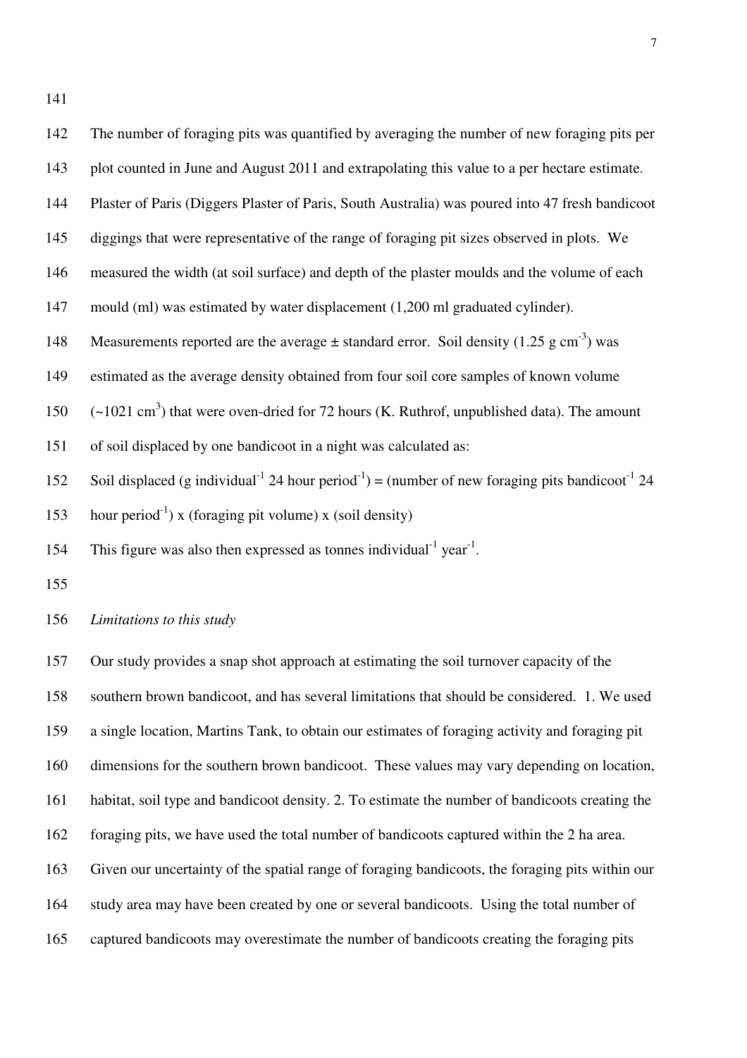The number of foraging pits was quantified by averaging the number of new foraging pits per plot counted in June and August 2011 and extrapolating this value to a per hectare estimate. Plaster of Paris (Diggers Plaster of Paris, South Australia) was poured into 47 fresh bandicoot diggings that were representative of the range of foraging pit sizes observed in plots. We measured the width (at soil surface) and depth of the plaster moulds and the volume of each mould (ml) was estimated by water displacement (1,200 ml graduated cylinder). Measurements reported are the average ± standard error. Soil density (1.25 g $cm^{-3}$) was estimated as the average density obtained from four soil core samples of known volume (~1021 $cm^3$) that were oven-dried for 72 hours (K. Ruthrof, unpublished data). The amount of soil displaced by one bandicoot in a night was calculated as:

Soil displaced (g $individual^{-1}$ 24 hour $period^{-1}$) = (number of new foraging pits $bandicoot^{-1}$ 24 hour $period^{-1}$) x (foraging pit volume) x (soil density)

This figure was also then expressed as tonnes $individual^{-1}$ $year^{-1}$.

*Limitations to this study*

Our study provides a snap shot approach at estimating the soil turnover capacity of the southern brown bandicoot, and has several limitations that should be considered. 1. We used a single location, Martins Tank, to obtain our estimates of foraging activity and foraging pit dimensions for the southern brown bandicoot. These values may vary depending on location, habitat, soil type and bandicoot density. 2. To estimate the number of bandicoots creating the foraging pits, we have used the total number of bandicoots captured within the 2 ha area. Given our uncertainty of the spatial range of foraging bandicoots, the foraging pits within our study area may have been created by one or several bandicoots. Using the total number of captured bandicoots may overestimate the number of bandicoots creating the foraging pits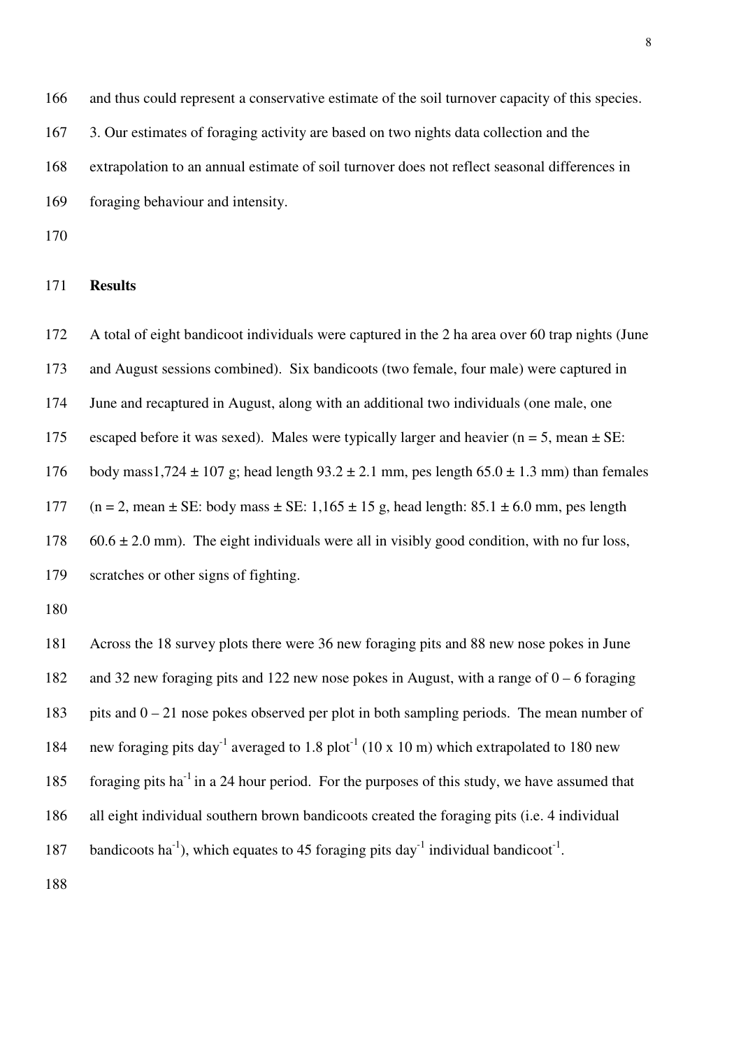and thus could represent a conservative estimate of the soil turnover capacity of this species.

3. Our estimates of foraging activity are based on two nights data collection and the extrapolation to an annual estimate of soil turnover does not reflect seasonal differences in foraging behaviour and intensity.

## Results

A total of eight bandicoot individuals were captured in the 2 ha area over 60 trap nights (June and August sessions combined). Six bandicoots (two female, four male) were captured in June and recaptured in August, along with an additional two individuals (one male, one escaped before it was sexed). Males were typically larger and heavier (n = 5, mean ± SE: body mass1,724 ± 107 g; head length 93.2 ± 2.1 mm, pes length 65.0 ± 1.3 mm) than females (n = 2, mean ± SE: body mass ± SE: 1,165 ± 15 g, head length: 85.1 ± 6.0 mm, pes length 60.6 ± 2.0 mm). The eight individuals were all in visibly good condition, with no fur loss, scratches or other signs of fighting.

Across the 18 survey plots there were 36 new foraging pits and 88 new nose pokes in June and 32 new foraging pits and 122 new nose pokes in August, with a range of 0 – 6 foraging pits and 0 – 21 nose pokes observed per plot in both sampling periods. The mean number of new foraging pits day$^{-1}$ averaged to 1.8 plot$^{-1}$ (10 x 10 m) which extrapolated to 180 new foraging pits ha$^{-1}$ in a 24 hour period. For the purposes of this study, we have assumed that all eight individual southern brown bandicoots created the foraging pits (i.e. 4 individual bandicoots ha$^{-1}$), which equates to 45 foraging pits day$^{-1}$ individual bandicoot$^{-1}$.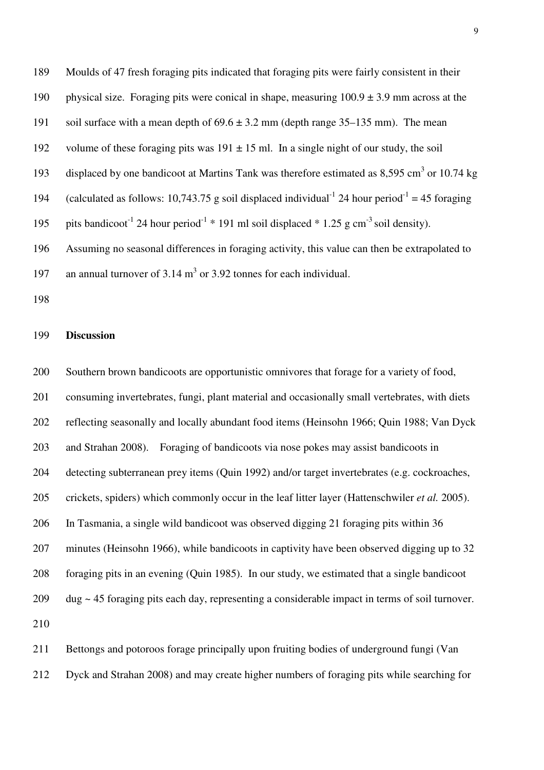Moulds of 47 fresh foraging pits indicated that foraging pits were fairly consistent in their physical size. Foraging pits were conical in shape, measuring $100.9 \pm 3.9$ mm across at the soil surface with a mean depth of $69.6 \pm 3.2$ mm (depth range 35–135 mm). The mean volume of these foraging pits was $191 \pm 15$ ml. In a single night of our study, the soil displaced by one bandicoot at Martins Tank was therefore estimated as 8,595 $cm^3$ or 10.74 kg (calculated as follows: 10,743.75 g soil displaced individual$^{-1}$ 24 hour period$^{-1}$ = 45 foraging pits bandicoot$^{-1}$ 24 hour period$^{-1}$ * 191 ml soil displaced * 1.25 g $cm^{-3}$ soil density). Assuming no seasonal differences in foraging activity, this value can then be extrapolated to an annual turnover of 3.14 $m^3$ or 3.92 tonnes for each individual.

## Discussion

Southern brown bandicoots are opportunistic omnivores that forage for a variety of food, consuming invertebrates, fungi, plant material and occasionally small vertebrates, with diets reflecting seasonally and locally abundant food items (Heinsohn 1966; Quin 1988; Van Dyck and Strahan 2008). Foraging of bandicoots via nose pokes may assist bandicoots in detecting subterranean prey items (Quin 1992) and/or target invertebrates (e.g. cockroaches, crickets, spiders) which commonly occur in the leaf litter layer (Hattenschwiler *et al.* 2005). In Tasmania, a single wild bandicoot was observed digging 21 foraging pits within 36 minutes (Heinsohn 1966), while bandicoots in captivity have been observed digging up to 32 foraging pits in an evening (Quin 1985). In our study, we estimated that a single bandicoot dug ~ 45 foraging pits each day, representing a considerable impact in terms of soil turnover.

Bettongs and potoroos forage principally upon fruiting bodies of underground fungi (Van Dyck and Strahan 2008) and may create higher numbers of foraging pits while searching for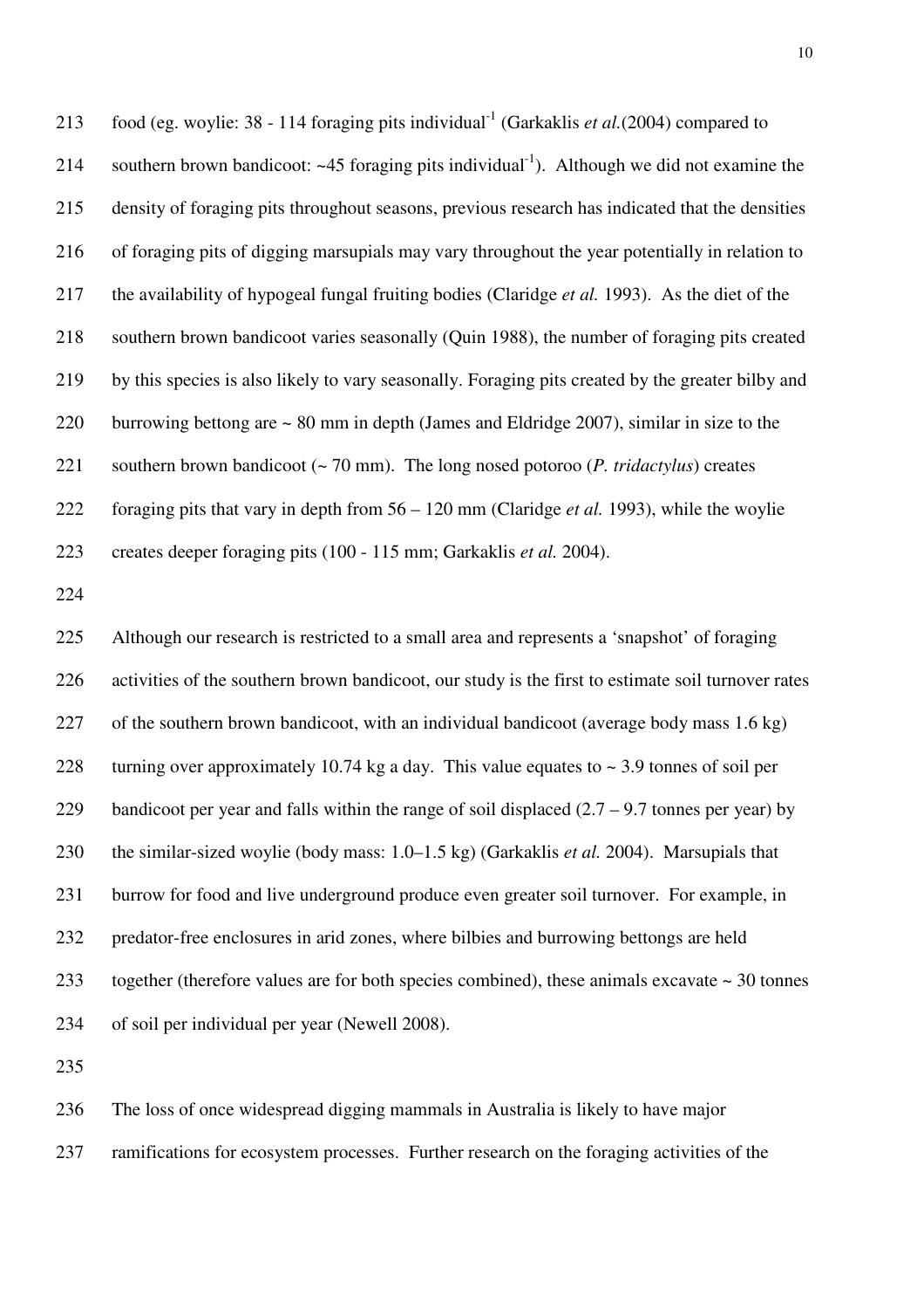food (eg. woylie: 38 - 114 foraging pits individual$^{-1}$ (Garkaklis *et al.*(2004) compared to southern brown bandicoot: ~45 foraging pits individual$^{-1}$). Although we did not examine the density of foraging pits throughout seasons, previous research has indicated that the densities of foraging pits of digging marsupials may vary throughout the year potentially in relation to the availability of hypogeal fungal fruiting bodies (Claridge *et al.* 1993). As the diet of the southern brown bandicoot varies seasonally (Quin 1988), the number of foraging pits created by this species is also likely to vary seasonally. Foraging pits created by the greater bilby and burrowing bettong are ~ 80 mm in depth (James and Eldridge 2007), similar in size to the southern brown bandicoot (~ 70 mm). The long nosed potoroo (*P. tridactylus*) creates foraging pits that vary in depth from 56 – 120 mm (Claridge *et al.* 1993), while the woylie creates deeper foraging pits (100 - 115 mm; Garkaklis *et al.* 2004).

Although our research is restricted to a small area and represents a 'snapshot' of foraging activities of the southern brown bandicoot, our study is the first to estimate soil turnover rates of the southern brown bandicoot, with an individual bandicoot (average body mass 1.6 kg) turning over approximately 10.74 kg a day. This value equates to ~ 3.9 tonnes of soil per bandicoot per year and falls within the range of soil displaced (2.7 – 9.7 tonnes per year) by the similar-sized woylie (body mass: 1.0–1.5 kg) (Garkaklis *et al.* 2004). Marsupials that burrow for food and live underground produce even greater soil turnover. For example, in predator-free enclosures in arid zones, where bilbies and burrowing bettongs are held together (therefore values are for both species combined), these animals excavate ~ 30 tonnes of soil per individual per year (Newell 2008).

The loss of once widespread digging mammals in Australia is likely to have major ramifications for ecosystem processes. Further research on the foraging activities of the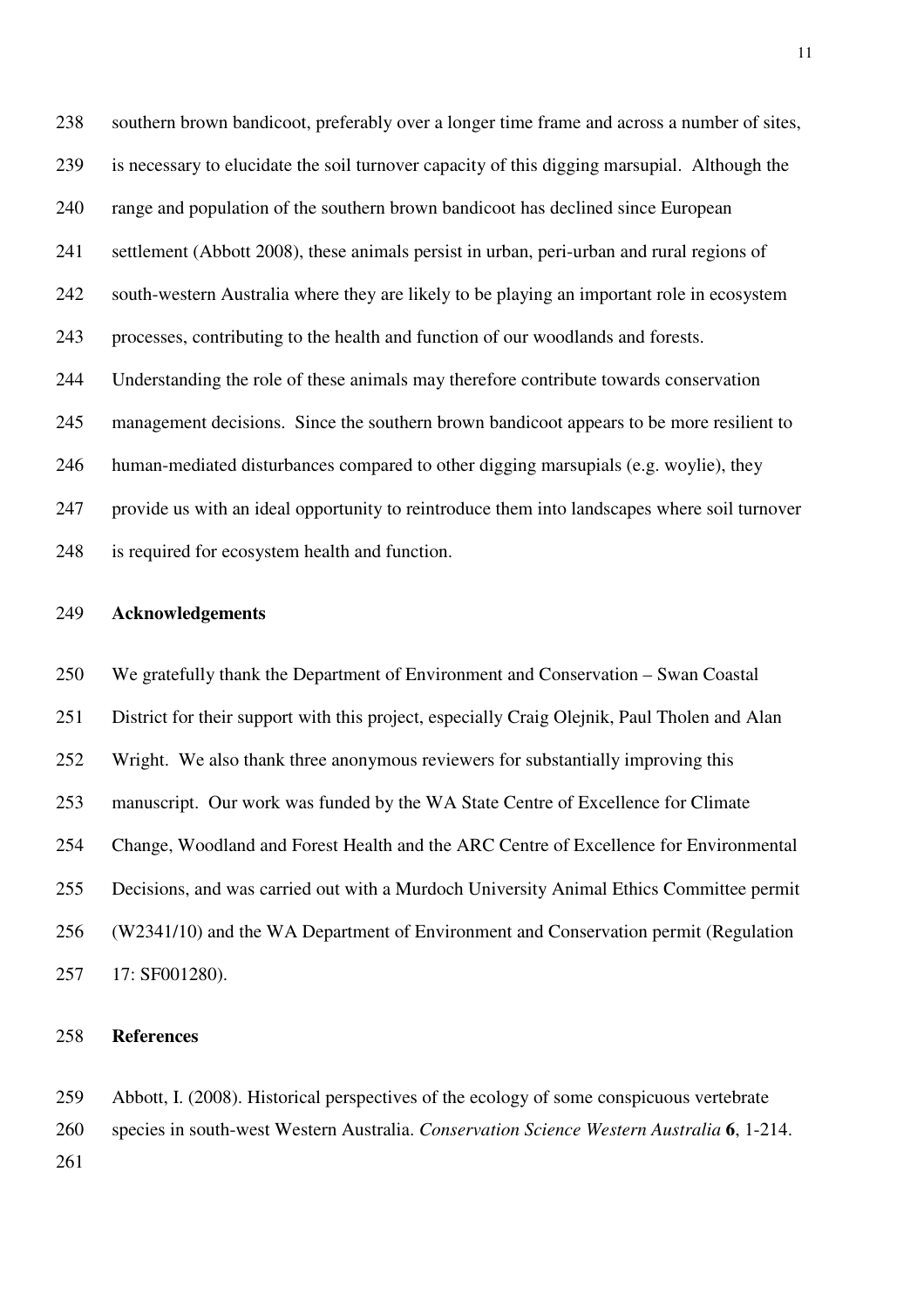southern brown bandicoot, preferably over a longer time frame and across a number of sites, is necessary to elucidate the soil turnover capacity of this digging marsupial. Although the range and population of the southern brown bandicoot has declined since European settlement (Abbott 2008), these animals persist in urban, peri-urban and rural regions of south-western Australia where they are likely to be playing an important role in ecosystem processes, contributing to the health and function of our woodlands and forests. Understanding the role of these animals may therefore contribute towards conservation management decisions. Since the southern brown bandicoot appears to be more resilient to human-mediated disturbances compared to other digging marsupials (e.g. woylie), they provide us with an ideal opportunity to reintroduce them into landscapes where soil turnover is required for ecosystem health and function.

## Acknowledgements

We gratefully thank the Department of Environment and Conservation – Swan Coastal District for their support with this project, especially Craig Olejnik, Paul Tholen and Alan Wright. We also thank three anonymous reviewers for substantially improving this manuscript. Our work was funded by the WA State Centre of Excellence for Climate Change, Woodland and Forest Health and the ARC Centre of Excellence for Environmental Decisions, and was carried out with a Murdoch University Animal Ethics Committee permit (W2341/10) and the WA Department of Environment and Conservation permit (Regulation 17: SF001280).

## References

Abbott, I. (2008). Historical perspectives of the ecology of some conspicuous vertebrate species in south-west Western Australia. *Conservation Science Western Australia* **6**, 1-214.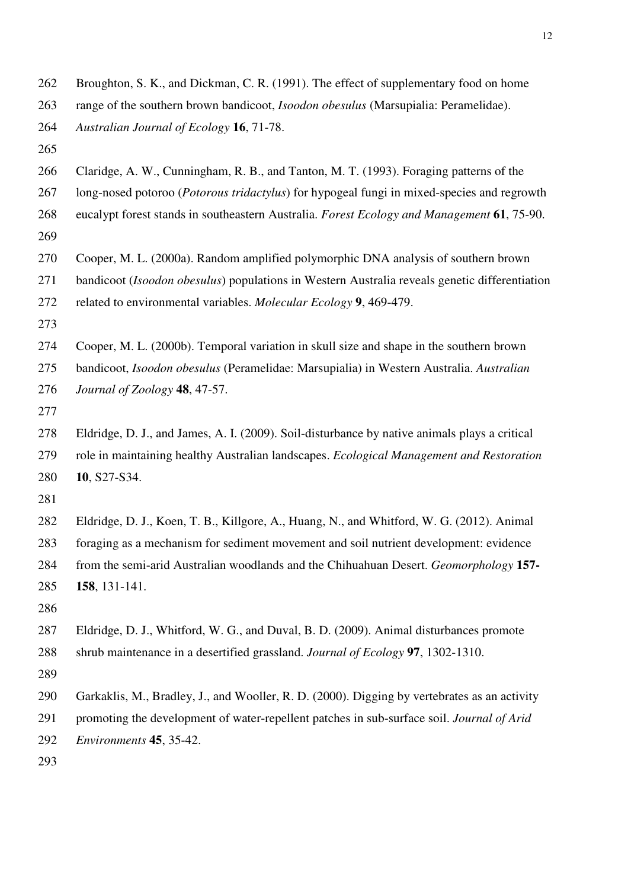Broughton, S. K., and Dickman, C. R. (1991). The effect of supplementary food on home range of the southern brown bandicoot, *Isoodon obesulus* (Marsupialia: Peramelidae). *Australian Journal of Ecology* **16**, 71-78.

Claridge, A. W., Cunningham, R. B., and Tanton, M. T. (1993). Foraging patterns of the long-nosed potoroo (*Potorous tridactylus*) for hypogeal fungi in mixed-species and regrowth eucalypt forest stands in southeastern Australia. *Forest Ecology and Management* **61**, 75-90.

Cooper, M. L. (2000a). Random amplified polymorphic DNA analysis of southern brown bandicoot (*Isoodon obesulus*) populations in Western Australia reveals genetic differentiation related to environmental variables. *Molecular Ecology* **9**, 469-479.

Cooper, M. L. (2000b). Temporal variation in skull size and shape in the southern brown bandicoot, *Isoodon obesulus* (Peramelidae: Marsupialia) in Western Australia. *Australian Journal of Zoology* **48**, 47-57.

Eldridge, D. J., and James, A. I. (2009). Soil-disturbance by native animals plays a critical role in maintaining healthy Australian landscapes. *Ecological Management and Restoration* **10**, S27-S34.

Eldridge, D. J., Koen, T. B., Killgore, A., Huang, N., and Whitford, W. G. (2012). Animal foraging as a mechanism for sediment movement and soil nutrient development: evidence from the semi-arid Australian woodlands and the Chihuahuan Desert. *Geomorphology* **157-158**, 131-141.

Eldridge, D. J., Whitford, W. G., and Duval, B. D. (2009). Animal disturbances promote shrub maintenance in a desertified grassland. *Journal of Ecology* **97**, 1302-1310.

Garkaklis, M., Bradley, J., and Wooller, R. D. (2000). Digging by vertebrates as an activity promoting the development of water-repellent patches in sub-surface soil. *Journal of Arid Environments* **45**, 35-42.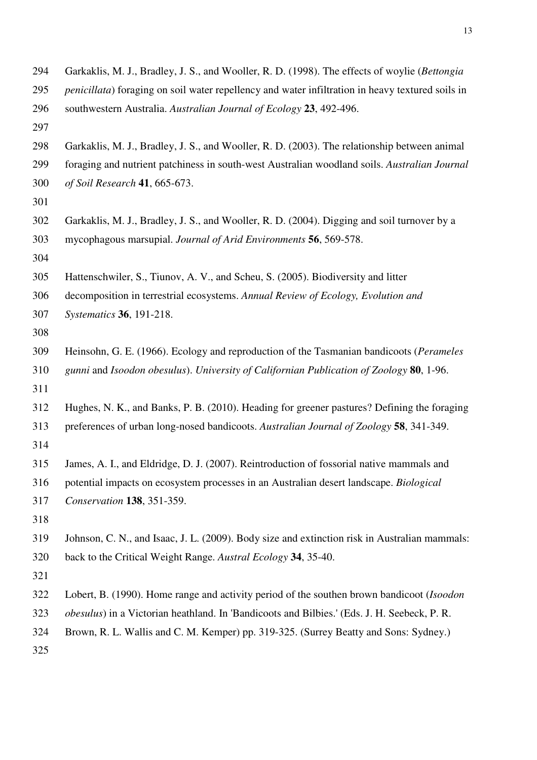Garkaklis, M. J., Bradley, J. S., and Wooller, R. D. (1998). The effects of woylie (*Bettongia penicillata*) foraging on soil water repellency and water infiltration in heavy textured soils in southwestern Australia. *Australian Journal of Ecology* **23**, 492-496.

Garkaklis, M. J., Bradley, J. S., and Wooller, R. D. (2003). The relationship between animal foraging and nutrient patchiness in south-west Australian woodland soils. *Australian Journal of Soil Research* **41**, 665-673.

Garkaklis, M. J., Bradley, J. S., and Wooller, R. D. (2004). Digging and soil turnover by a mycophagous marsupial. *Journal of Arid Environments* **56**, 569-578.

Hattenschwiler, S., Tiunov, A. V., and Scheu, S. (2005). Biodiversity and litter decomposition in terrestrial ecosystems. *Annual Review of Ecology, Evolution and Systematics* **36**, 191-218.

Heinsohn, G. E. (1966). Ecology and reproduction of the Tasmanian bandicoots (*Perameles gunni* and *Isoodon obesulus*). *University of Californian Publication of Zoology* **80**, 1-96.

Hughes, N. K., and Banks, P. B. (2010). Heading for greener pastures? Defining the foraging preferences of urban long-nosed bandicoots. *Australian Journal of Zoology* **58**, 341-349.

James, A. I., and Eldridge, D. J. (2007). Reintroduction of fossorial native mammals and potential impacts on ecosystem processes in an Australian desert landscape. *Biological Conservation* **138**, 351-359.

Johnson, C. N., and Isaac, J. L. (2009). Body size and extinction risk in Australian mammals: back to the Critical Weight Range. *Austral Ecology* **34**, 35-40.

Lobert, B. (1990). Home range and activity period of the southen brown bandicoot (*Isoodon obesulus*) in a Victorian heathland. In 'Bandicoots and Bilbies.' (Eds. J. H. Seebeck, P. R. Brown, R. L. Wallis and C. M. Kemper) pp. 319-325. (Surrey Beatty and Sons: Sydney.)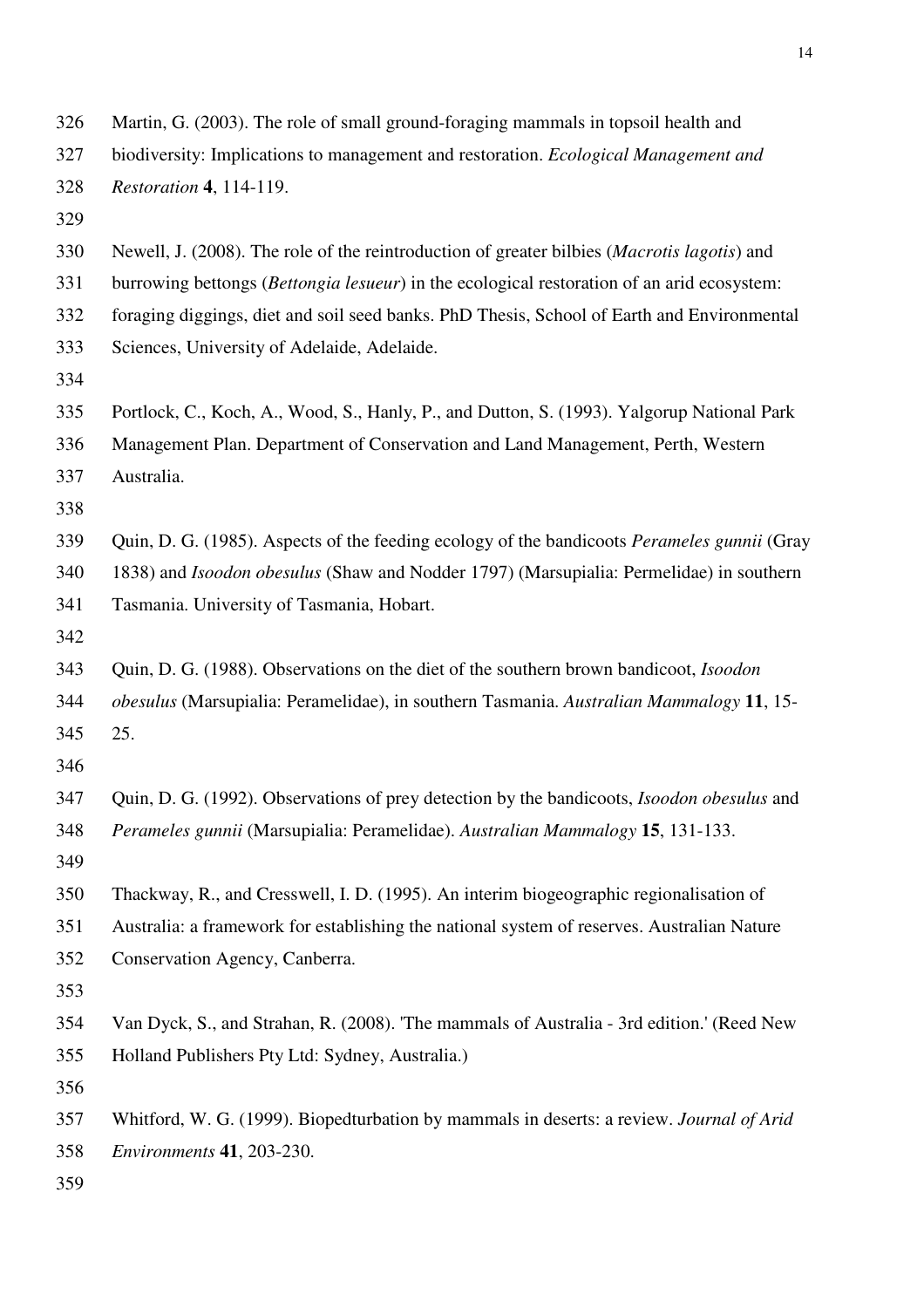Martin, G. (2003). The role of small ground-foraging mammals in topsoil health and biodiversity: Implications to management and restoration. *Ecological Management and Restoration* **4**, 114-119.

Newell, J. (2008). The role of the reintroduction of greater bilbies (*Macrotis lagotis*) and burrowing bettongs (*Bettongia lesueur*) in the ecological restoration of an arid ecosystem: foraging diggings, diet and soil seed banks. PhD Thesis, School of Earth and Environmental Sciences, University of Adelaide, Adelaide.

Portlock, C., Koch, A., Wood, S., Hanly, P., and Dutton, S. (1993). Yalgorup National Park Management Plan. Department of Conservation and Land Management, Perth, Western Australia.

Quin, D. G. (1985). Aspects of the feeding ecology of the bandicoots *Perameles gunnii* (Gray 1838) and *Isoodon obesulus* (Shaw and Nodder 1797) (Marsupialia: Permelidae) in southern Tasmania. University of Tasmania, Hobart.

Quin, D. G. (1988). Observations on the diet of the southern brown bandicoot, *Isoodon obesulus* (Marsupialia: Peramelidae), in southern Tasmania. *Australian Mammalogy* **11**, 15-25.

Quin, D. G. (1992). Observations of prey detection by the bandicoots, *Isoodon obesulus* and *Perameles gunnii* (Marsupialia: Peramelidae). *Australian Mammalogy* **15**, 131-133.

Thackway, R., and Cresswell, I. D. (1995). An interim biogeographic regionalisation of Australia: a framework for establishing the national system of reserves. Australian Nature Conservation Agency, Canberra.

Van Dyck, S., and Strahan, R. (2008). 'The mammals of Australia - 3rd edition.' (Reed New Holland Publishers Pty Ltd: Sydney, Australia.)

Whitford, W. G. (1999). Biopedturbation by mammals in deserts: a review. *Journal of Arid Environments* **41**, 203-230.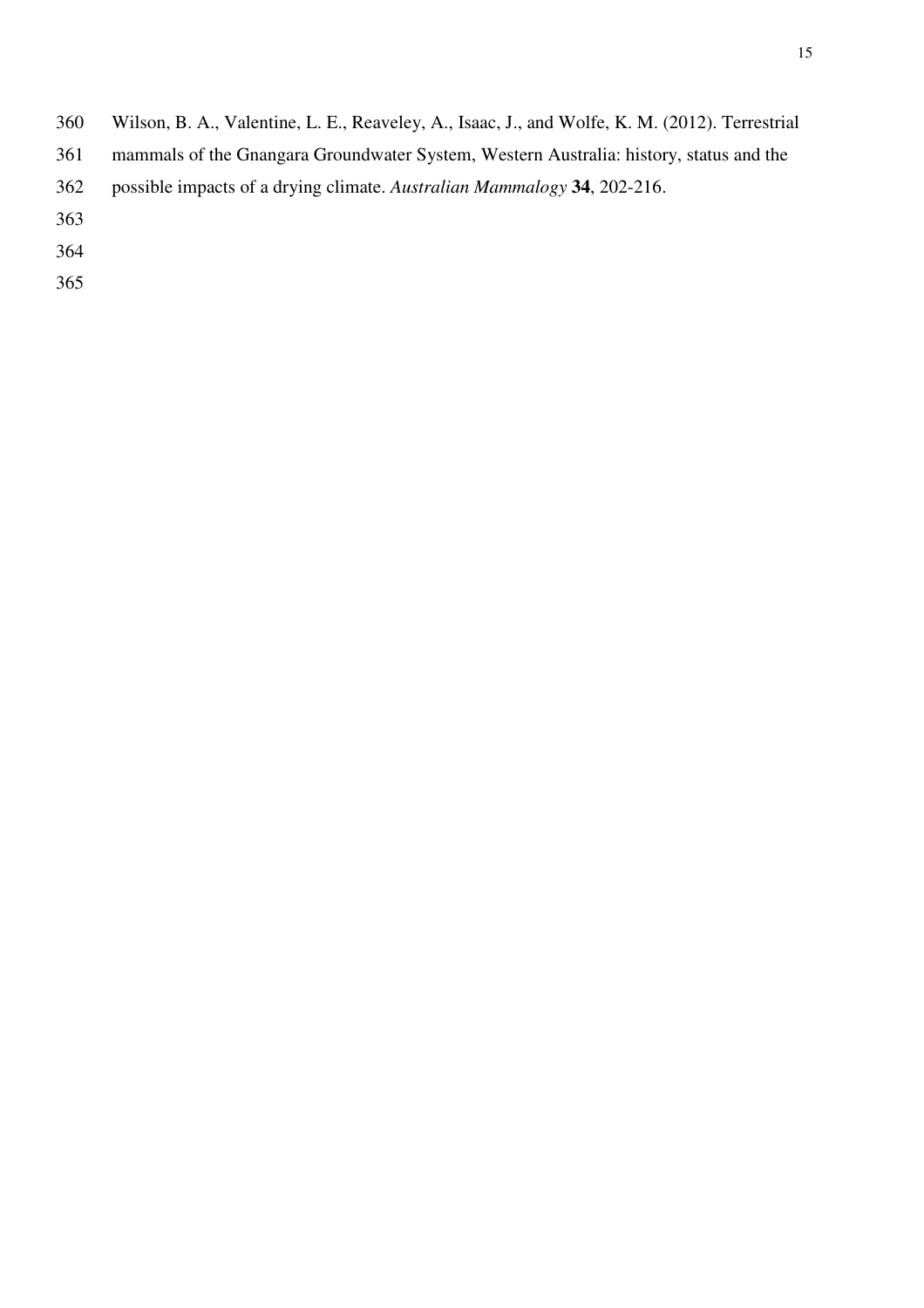Wilson, B. A., Valentine, L. E., Reaveley, A., Isaac, J., and Wolfe, K. M. (2012). Terrestrial mammals of the Gnangara Groundwater System, Western Australia: history, status and the possible impacts of a drying climate. *Australian Mammalogy* **34**, 202-216.